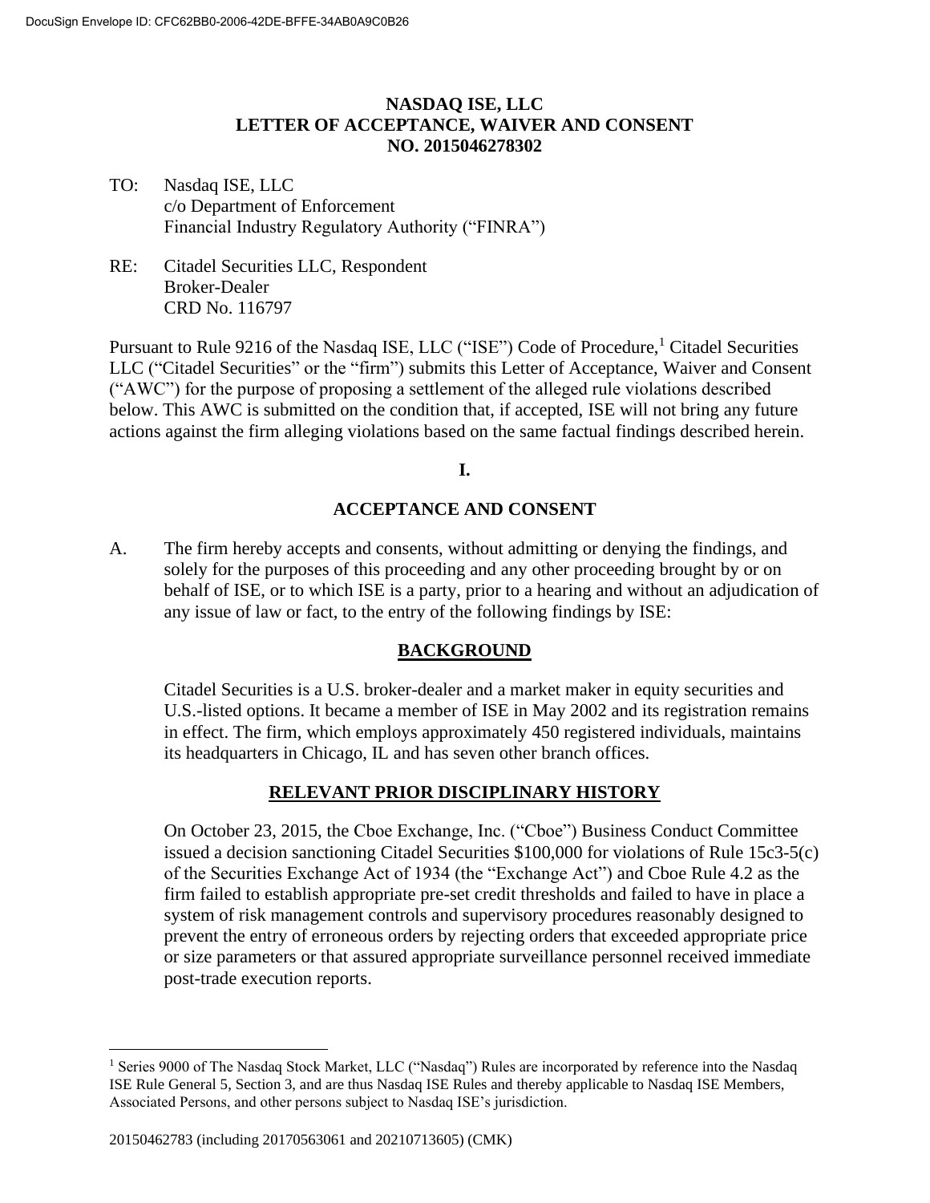# NASDAQ ISE, LLC
# LETTER OF ACCEPTANCE, WAIVER AND CONSENT
# NO. 2015046278302

TO: Nasdaq ISE, LLC
c/o Department of Enforcement
Financial Industry Regulatory Authority ("FINRA")

RE: Citadel Securities LLC, Respondent
Broker-Dealer
CRD No. 116797

Pursuant to Rule 9216 of the Nasdaq ISE, LLC ("ISE") Code of Procedure,[1] Citadel Securities LLC ("Citadel Securities" or the "firm") submits this Letter of Acceptance, Waiver and Consent ("AWC") for the purpose of proposing a settlement of the alleged rule violations described below. This AWC is submitted on the condition that, if accepted, ISE will not bring any future actions against the firm alleging violations based on the same factual findings described herein.

## I.

## ACCEPTANCE AND CONSENT

A. The firm hereby accepts and consents, without admitting or denying the findings, and solely for the purposes of this proceeding and any other proceeding brought by or on behalf of ISE, or to which ISE is a party, prior to a hearing and without an adjudication of any issue of law or fact, to the entry of the following findings by ISE:

### BACKGROUND

Citadel Securities is a U.S. broker-dealer and a market maker in equity securities and U.S.-listed options. It became a member of ISE in May 2002 and its registration remains in effect. The firm, which employs approximately 450 registered individuals, maintains its headquarters in Chicago, IL and has seven other branch offices.

### RELEVANT PRIOR DISCIPLINARY HISTORY

On October 23, 2015, the Cboe Exchange, Inc. ("Cboe") Business Conduct Committee issued a decision sanctioning Citadel Securities $100,000 for violations of Rule 15c3-5(c) of the Securities Exchange Act of 1934 (the "Exchange Act") and Cboe Rule 4.2 as the firm failed to establish appropriate pre-set credit thresholds and failed to have in place a system of risk management controls and supervisory procedures reasonably designed to prevent the entry of erroneous orders by rejecting orders that exceeded appropriate price or size parameters or that assured appropriate surveillance personnel received immediate post-trade execution reports.

---

[1] Series 9000 of The Nasdaq Stock Market, LLC ("Nasdaq") Rules are incorporated by reference into the Nasdaq ISE Rule General 5, Section 3, and are thus Nasdaq ISE Rules and thereby applicable to Nasdaq ISE Members, Associated Persons, and other persons subject to Nasdaq ISE's jurisdiction.

20150462783 (including 20170563061 and 20210713605) (CMK)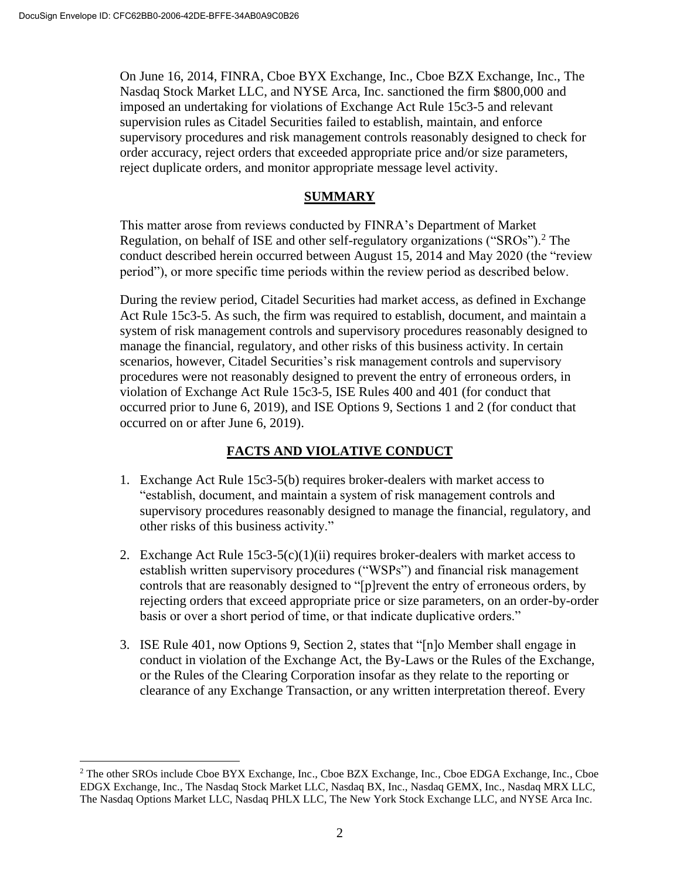On June 16, 2014, FINRA, Cboe BYX Exchange, Inc., Cboe BZX Exchange, Inc., The Nasdaq Stock Market LLC, and NYSE Arca, Inc. sanctioned the firm $800,000 and imposed an undertaking for violations of Exchange Act Rule 15c3-5 and relevant supervision rules as Citadel Securities failed to establish, maintain, and enforce supervisory procedures and risk management controls reasonably designed to check for order accuracy, reject orders that exceeded appropriate price and/or size parameters, reject duplicate orders, and monitor appropriate message level activity.

## SUMMARY

This matter arose from reviews conducted by FINRA's Department of Market Regulation, on behalf of ISE and other self-regulatory organizations ("SROs").[2] The conduct described herein occurred between August 15, 2014 and May 2020 (the "review period"), or more specific time periods within the review period as described below.

During the review period, Citadel Securities had market access, as defined in Exchange Act Rule 15c3-5. As such, the firm was required to establish, document, and maintain a system of risk management controls and supervisory procedures reasonably designed to manage the financial, regulatory, and other risks of this business activity. In certain scenarios, however, Citadel Securities's risk management controls and supervisory procedures were not reasonably designed to prevent the entry of erroneous orders, in violation of Exchange Act Rule 15c3-5, ISE Rules 400 and 401 (for conduct that occurred prior to June 6, 2019), and ISE Options 9, Sections 1 and 2 (for conduct that occurred on or after June 6, 2019).

## FACTS AND VIOLATIVE CONDUCT

1. Exchange Act Rule 15c3-5(b) requires broker-dealers with market access to "establish, document, and maintain a system of risk management controls and supervisory procedures reasonably designed to manage the financial, regulatory, and other risks of this business activity."

2. Exchange Act Rule 15c3-5(c)(1)(ii) requires broker-dealers with market access to establish written supervisory procedures ("WSPs") and financial risk management controls that are reasonably designed to "[p]revent the entry of erroneous orders, by rejecting orders that exceed appropriate price or size parameters, on an order-by-order basis or over a short period of time, or that indicate duplicative orders."

3. ISE Rule 401, now Options 9, Section 2, states that "[n]o Member shall engage in conduct in violation of the Exchange Act, the By-Laws or the Rules of the Exchange, or the Rules of the Clearing Corporation insofar as they relate to the reporting or clearance of any Exchange Transaction, or any written interpretation thereof. Every

[2] The other SROs include Cboe BYX Exchange, Inc., Cboe BZX Exchange, Inc., Cboe EDGA Exchange, Inc., Cboe EDGX Exchange, Inc., The Nasdaq Stock Market LLC, Nasdaq BX, Inc., Nasdaq GEMX, Inc., Nasdaq MRX LLC, The Nasdaq Options Market LLC, Nasdaq PHLX LLC, The New York Stock Exchange LLC, and NYSE Arca Inc.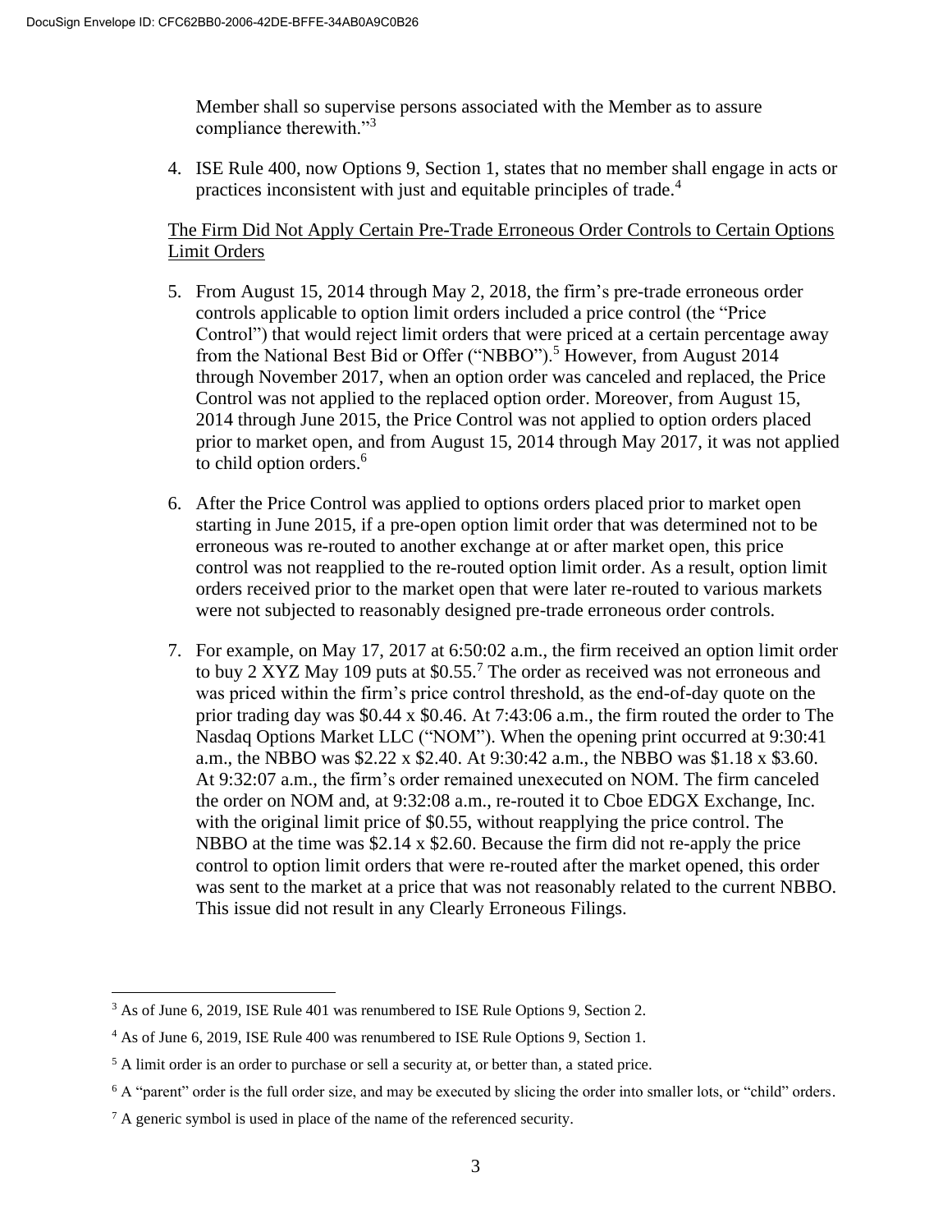Member shall so supervise persons associated with the Member as to assure compliance therewith."[3]

4. ISE Rule 400, now Options 9, Section 1, states that no member shall engage in acts or practices inconsistent with just and equitable principles of trade.[4]

<u>The Firm Did Not Apply Certain Pre-Trade Erroneous Order Controls to Certain Options Limit Orders</u>

5. From August 15, 2014 through May 2, 2018, the firm's pre-trade erroneous order controls applicable to option limit orders included a price control (the "Price Control") that would reject limit orders that were priced at a certain percentage away from the National Best Bid or Offer ("NBBO").[5] However, from August 2014 through November 2017, when an option order was canceled and replaced, the Price Control was not applied to the replaced option order. Moreover, from August 15, 2014 through June 2015, the Price Control was not applied to option orders placed prior to market open, and from August 15, 2014 through May 2017, it was not applied to child option orders.[6]

6. After the Price Control was applied to options orders placed prior to market open starting in June 2015, if a pre-open option limit order that was determined not to be erroneous was re-routed to another exchange at or after market open, this price control was not reapplied to the re-routed option limit order. As a result, option limit orders received prior to the market open that were later re-routed to various markets were not subjected to reasonably designed pre-trade erroneous order controls.

7. For example, on May 17, 2017 at 6:50:02 a.m., the firm received an option limit order to buy 2 XYZ May 109 puts at $0.55.[7] The order as received was not erroneous and was priced within the firm's price control threshold, as the end-of-day quote on the prior trading day was $0.44 x $0.46. At 7:43:06 a.m., the firm routed the order to The Nasdaq Options Market LLC ("NOM"). When the opening print occurred at 9:30:41 a.m., the NBBO was $2.22 x $2.40. At 9:30:42 a.m., the NBBO was $1.18 x $3.60. At 9:32:07 a.m., the firm's order remained unexecuted on NOM. The firm canceled the order on NOM and, at 9:32:08 a.m., re-routed it to Cboe EDGX Exchange, Inc. with the original limit price of $0.55, without reapplying the price control. The NBBO at the time was $2.14 x $2.60. Because the firm did not re-apply the price control to option limit orders that were re-routed after the market opened, this order was sent to the market at a price that was not reasonably related to the current NBBO. This issue did not result in any Clearly Erroneous Filings.

---

[3] As of June 6, 2019, ISE Rule 401 was renumbered to ISE Rule Options 9, Section 2.

[4] As of June 6, 2019, ISE Rule 400 was renumbered to ISE Rule Options 9, Section 1.

[5] A limit order is an order to purchase or sell a security at, or better than, a stated price.

[6] A "parent" order is the full order size, and may be executed by slicing the order into smaller lots, or "child" orders.

[7] A generic symbol is used in place of the name of the referenced security.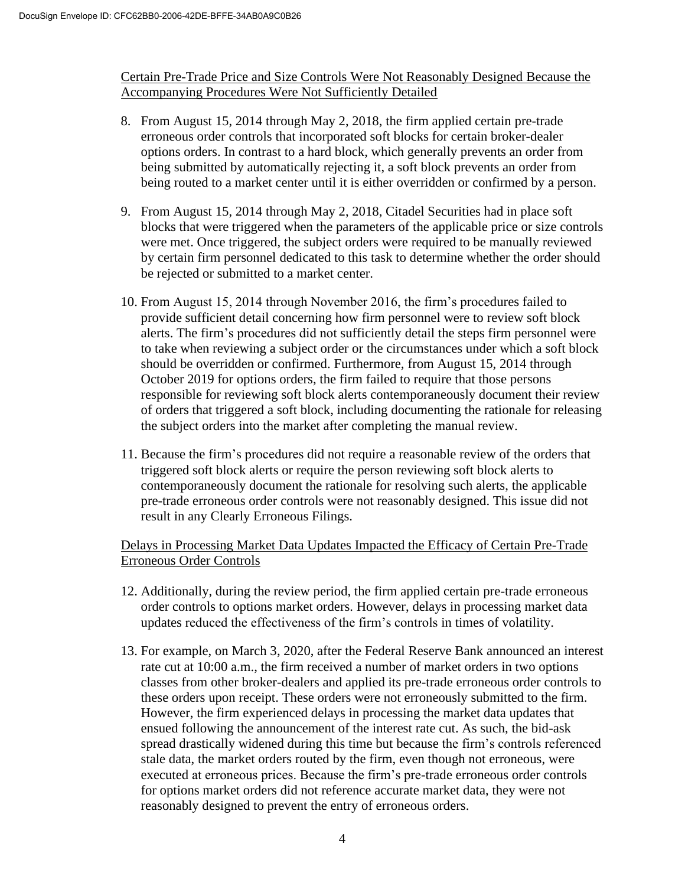Certain Pre-Trade Price and Size Controls Were Not Reasonably Designed Because the Accompanying Procedures Were Not Sufficiently Detailed

8. From August 15, 2014 through May 2, 2018, the firm applied certain pre-trade erroneous order controls that incorporated soft blocks for certain broker-dealer options orders. In contrast to a hard block, which generally prevents an order from being submitted by automatically rejecting it, a soft block prevents an order from being routed to a market center until it is either overridden or confirmed by a person.

9. From August 15, 2014 through May 2, 2018, Citadel Securities had in place soft blocks that were triggered when the parameters of the applicable price or size controls were met. Once triggered, the subject orders were required to be manually reviewed by certain firm personnel dedicated to this task to determine whether the order should be rejected or submitted to a market center.

10. From August 15, 2014 through November 2016, the firm's procedures failed to provide sufficient detail concerning how firm personnel were to review soft block alerts. The firm's procedures did not sufficiently detail the steps firm personnel were to take when reviewing a subject order or the circumstances under which a soft block should be overridden or confirmed. Furthermore, from August 15, 2014 through October 2019 for options orders, the firm failed to require that those persons responsible for reviewing soft block alerts contemporaneously document their review of orders that triggered a soft block, including documenting the rationale for releasing the subject orders into the market after completing the manual review.

11. Because the firm's procedures did not require a reasonable review of the orders that triggered soft block alerts or require the person reviewing soft block alerts to contemporaneously document the rationale for resolving such alerts, the applicable pre-trade erroneous order controls were not reasonably designed. This issue did not result in any Clearly Erroneous Filings.

Delays in Processing Market Data Updates Impacted the Efficacy of Certain Pre-Trade Erroneous Order Controls

12. Additionally, during the review period, the firm applied certain pre-trade erroneous order controls to options market orders. However, delays in processing market data updates reduced the effectiveness of the firm's controls in times of volatility.

13. For example, on March 3, 2020, after the Federal Reserve Bank announced an interest rate cut at 10:00 a.m., the firm received a number of market orders in two options classes from other broker-dealers and applied its pre-trade erroneous order controls to these orders upon receipt. These orders were not erroneously submitted to the firm. However, the firm experienced delays in processing the market data updates that ensued following the announcement of the interest rate cut. As such, the bid-ask spread drastically widened during this time but because the firm's controls referenced stale data, the market orders routed by the firm, even though not erroneous, were executed at erroneous prices. Because the firm's pre-trade erroneous order controls for options market orders did not reference accurate market data, they were not reasonably designed to prevent the entry of erroneous orders.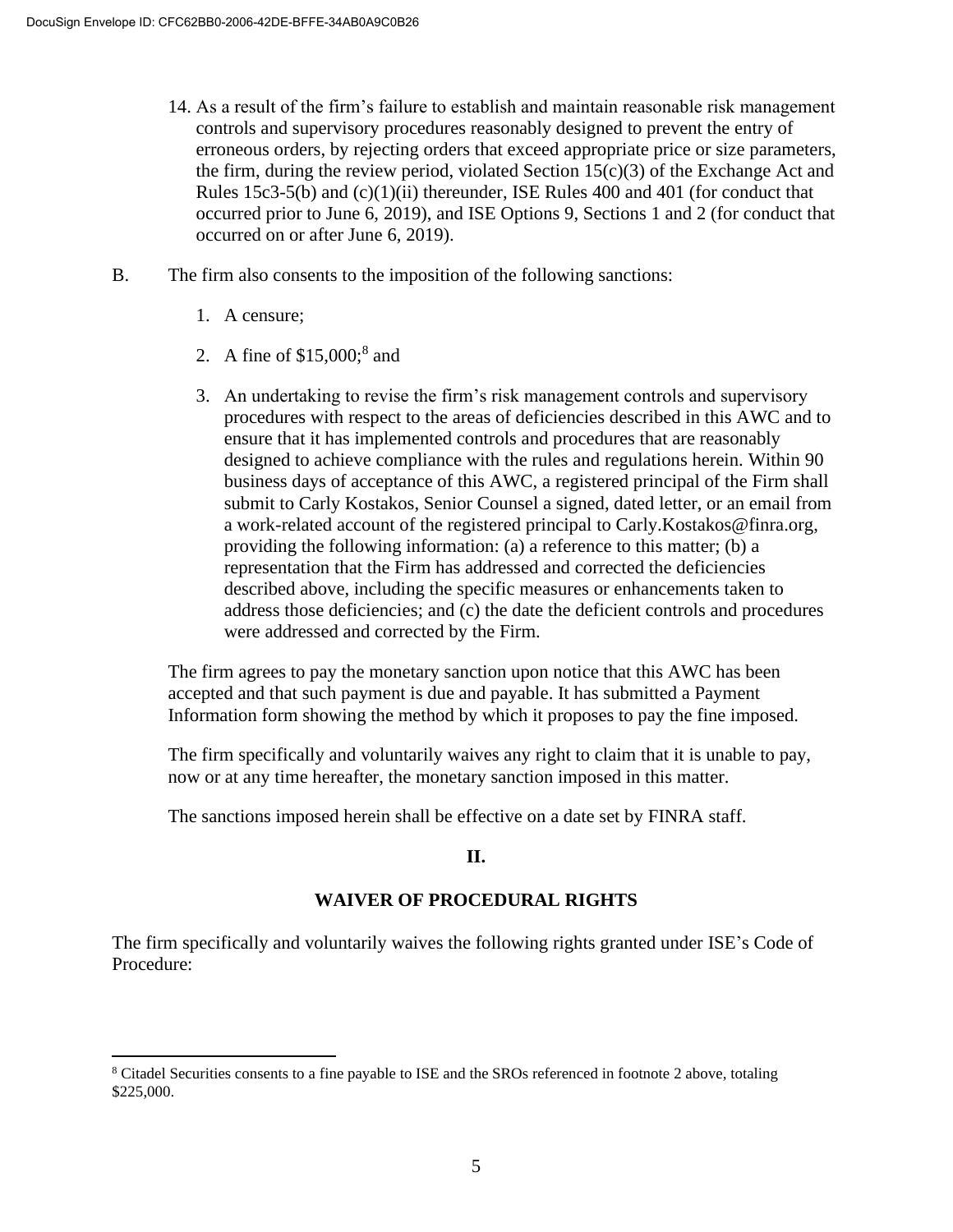14. As a result of the firm's failure to establish and maintain reasonable risk management controls and supervisory procedures reasonably designed to prevent the entry of erroneous orders, by rejecting orders that exceed appropriate price or size parameters, the firm, during the review period, violated Section 15(c)(3) of the Exchange Act and Rules 15c3-5(b) and (c)(1)(ii) thereunder, ISE Rules 400 and 401 (for conduct that occurred prior to June 6, 2019), and ISE Options 9, Sections 1 and 2 (for conduct that occurred on or after June 6, 2019).

B. The firm also consents to the imposition of the following sanctions:

1. A censure;

2. A fine of $15,000;[8] and

3. An undertaking to revise the firm's risk management controls and supervisory procedures with respect to the areas of deficiencies described in this AWC and to ensure that it has implemented controls and procedures that are reasonably designed to achieve compliance with the rules and regulations herein. Within 90 business days of acceptance of this AWC, a registered principal of the Firm shall submit to Carly Kostakos, Senior Counsel a signed, dated letter, or an email from a work-related account of the registered principal to Carly.Kostakos@finra.org, providing the following information: (a) a reference to this matter; (b) a representation that the Firm has addressed and corrected the deficiencies described above, including the specific measures or enhancements taken to address those deficiencies; and (c) the date the deficient controls and procedures were addressed and corrected by the Firm.

The firm agrees to pay the monetary sanction upon notice that this AWC has been accepted and that such payment is due and payable. It has submitted a Payment Information form showing the method by which it proposes to pay the fine imposed.

The firm specifically and voluntarily waives any right to claim that it is unable to pay, now or at any time hereafter, the monetary sanction imposed in this matter.

The sanctions imposed herein shall be effective on a date set by FINRA staff.

**II.**

**WAIVER OF PROCEDURAL RIGHTS**

The firm specifically and voluntarily waives the following rights granted under ISE's Code of Procedure:

---

[8] Citadel Securities consents to a fine payable to ISE and the SROs referenced in footnote 2 above, totaling $225,000.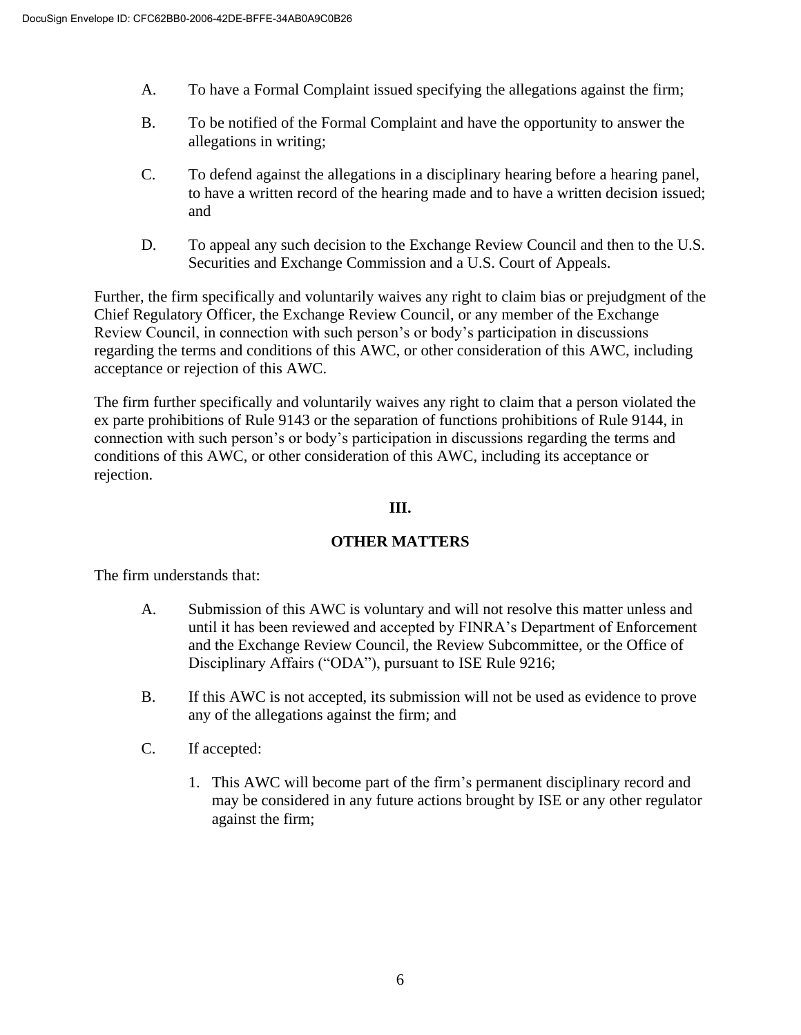A. To have a Formal Complaint issued specifying the allegations against the firm;

B. To be notified of the Formal Complaint and have the opportunity to answer the allegations in writing;

C. To defend against the allegations in a disciplinary hearing before a hearing panel, to have a written record of the hearing made and to have a written decision issued; and

D. To appeal any such decision to the Exchange Review Council and then to the U.S. Securities and Exchange Commission and a U.S. Court of Appeals.

Further, the firm specifically and voluntarily waives any right to claim bias or prejudgment of the Chief Regulatory Officer, the Exchange Review Council, or any member of the Exchange Review Council, in connection with such person's or body's participation in discussions regarding the terms and conditions of this AWC, or other consideration of this AWC, including acceptance or rejection of this AWC.

The firm further specifically and voluntarily waives any right to claim that a person violated the ex parte prohibitions of Rule 9143 or the separation of functions prohibitions of Rule 9144, in connection with such person's or body's participation in discussions regarding the terms and conditions of this AWC, or other consideration of this AWC, including its acceptance or rejection.

## III.

## OTHER MATTERS

The firm understands that:

A. Submission of this AWC is voluntary and will not resolve this matter unless and until it has been reviewed and accepted by FINRA's Department of Enforcement and the Exchange Review Council, the Review Subcommittee, or the Office of Disciplinary Affairs ("ODA"), pursuant to ISE Rule 9216;

B. If this AWC is not accepted, its submission will not be used as evidence to prove any of the allegations against the firm; and

C. If accepted:

1. This AWC will become part of the firm's permanent disciplinary record and may be considered in any future actions brought by ISE or any other regulator against the firm;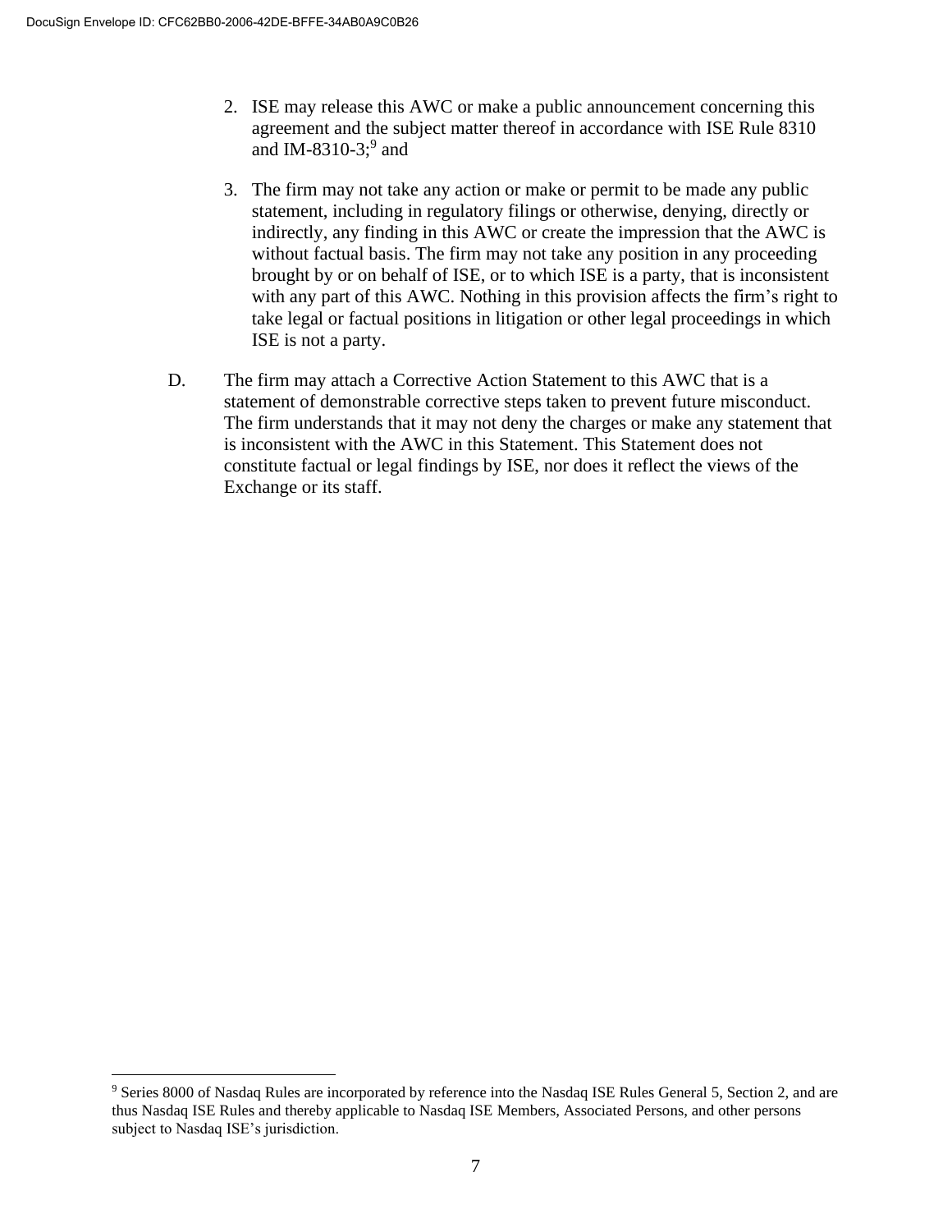2. ISE may release this AWC or make a public announcement concerning this agreement and the subject matter thereof in accordance with ISE Rule 8310 and IM-8310-3;[9] and

3. The firm may not take any action or make or permit to be made any public statement, including in regulatory filings or otherwise, denying, directly or indirectly, any finding in this AWC or create the impression that the AWC is without factual basis. The firm may not take any position in any proceeding brought by or on behalf of ISE, or to which ISE is a party, that is inconsistent with any part of this AWC. Nothing in this provision affects the firm's right to take legal or factual positions in litigation or other legal proceedings in which ISE is not a party.

D. The firm may attach a Corrective Action Statement to this AWC that is a statement of demonstrable corrective steps taken to prevent future misconduct. The firm understands that it may not deny the charges or make any statement that is inconsistent with the AWC in this Statement. This Statement does not constitute factual or legal findings by ISE, nor does it reflect the views of the Exchange or its staff.

---

[9] Series 8000 of Nasdaq Rules are incorporated by reference into the Nasdaq ISE Rules General 5, Section 2, and are thus Nasdaq ISE Rules and thereby applicable to Nasdaq ISE Members, Associated Persons, and other persons subject to Nasdaq ISE's jurisdiction.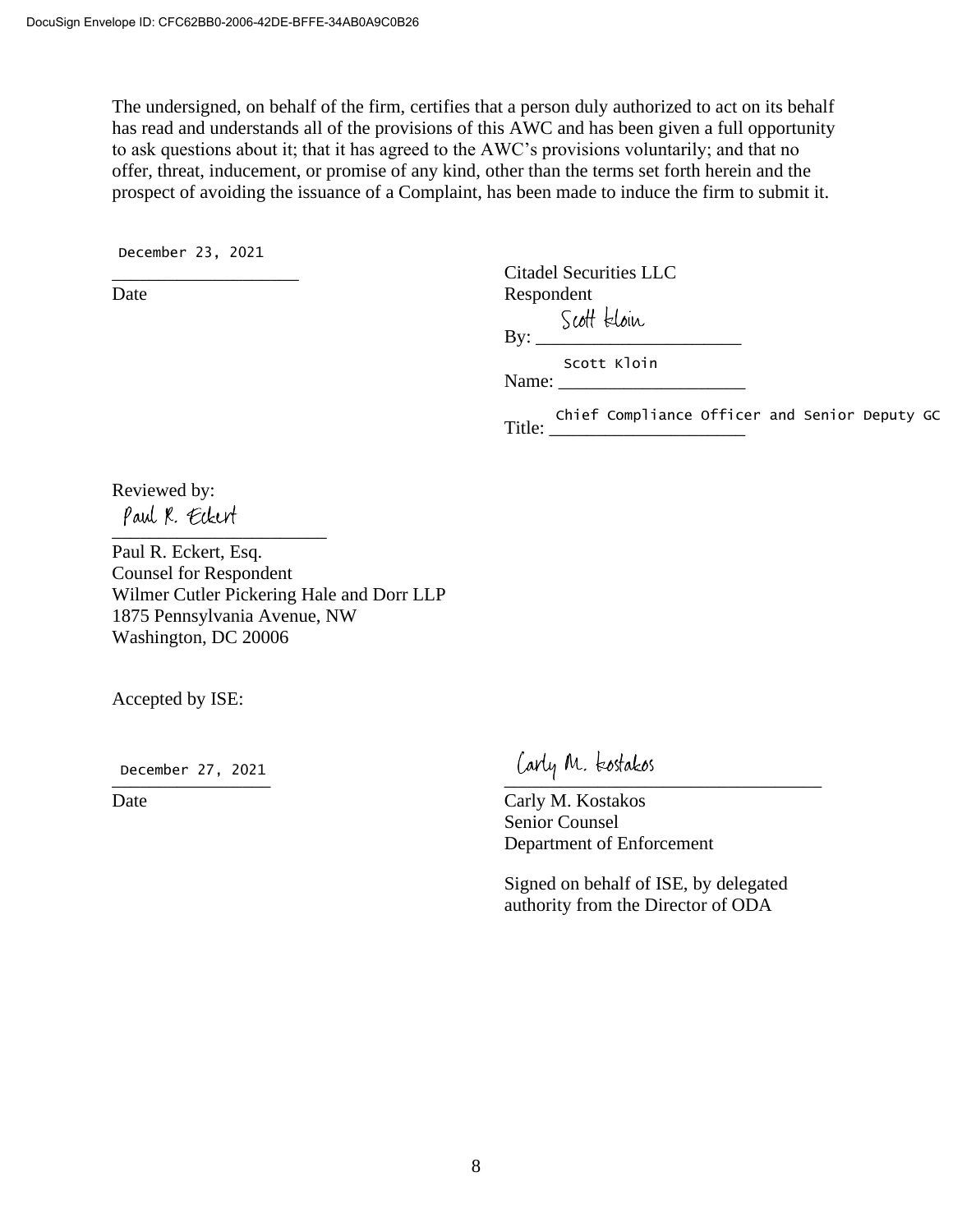The undersigned, on behalf of the firm, certifies that a person duly authorized to act on its behalf has read and understands all of the provisions of this AWC and has been given a full opportunity to ask questions about it; that it has agreed to the AWC's provisions voluntarily; and that no offer, threat, inducement, or promise of any kind, other than the terms set forth herein and the prospect of avoiding the issuance of a Complaint, has been made to induce the firm to submit it.

December 23, 2021
_____________________
Date

Citadel Securities LLC
Respondent

By: Scott Kloin

Name: Scott Kloin

Title: Chief Compliance Officer and Senior Deputy GC

Reviewed by:

Paul R. Eckert
_______________________
Paul R. Eckert, Esq.
Counsel for Respondent
Wilmer Cutler Pickering Hale and Dorr LLP
1875 Pennsylvania Avenue, NW
Washington, DC 20006

Accepted by ISE:

December 27, 2021
_________________
Date

Carly M. Kostakos
_________________________________
Carly M. Kostakos
Senior Counsel
Department of Enforcement

Signed on behalf of ISE, by delegated authority from the Director of ODA